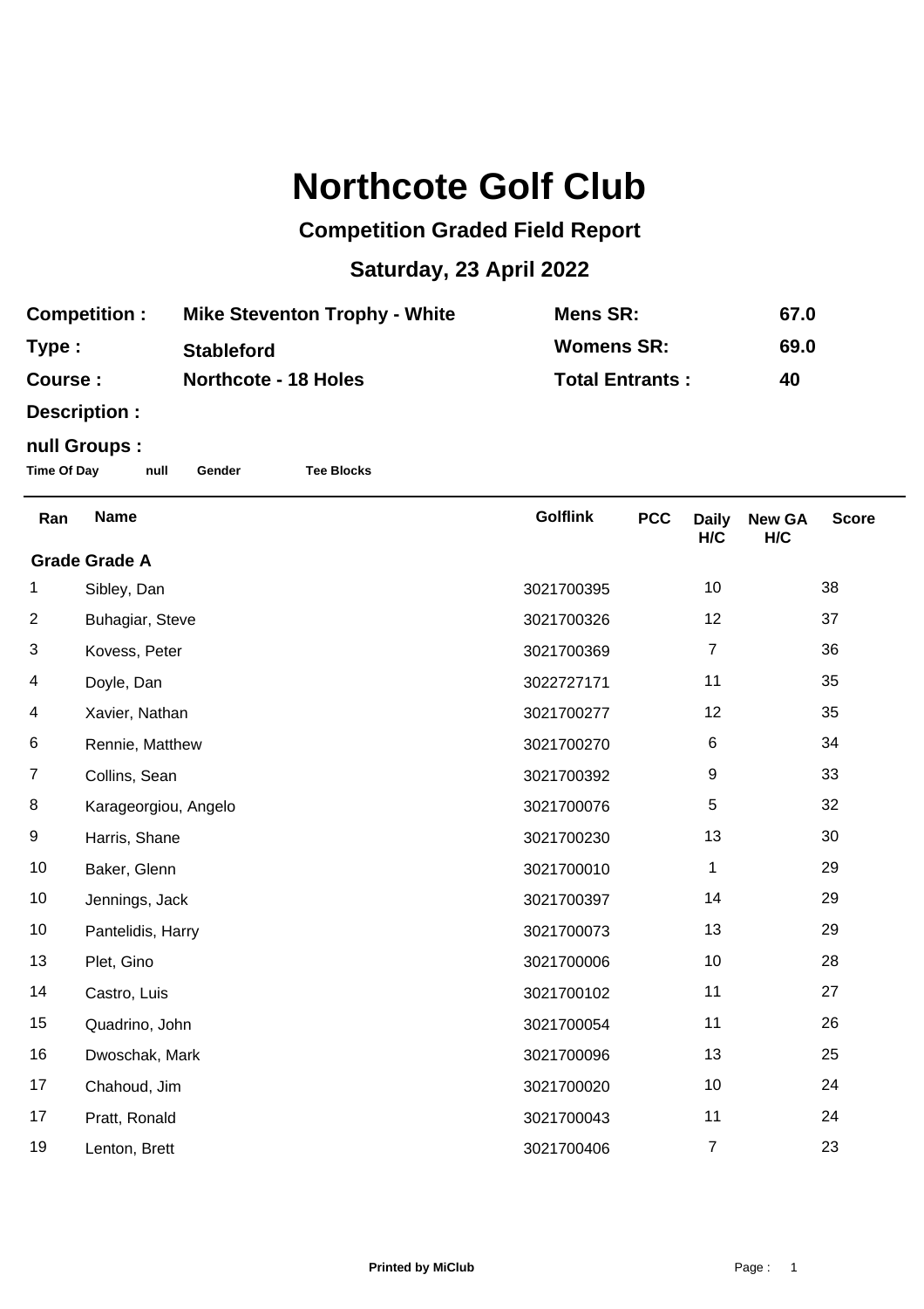# Northcote Golf Club

## Competition Graded Field Report

## Saturday, 23 April 2022

| | | | |
|---|---|---|---|
| **Competition :** | **Mike Steventon Trophy - White** | **Mens SR:** | **67.0** |
| **Type :** | **Stableford** | **Womens SR:** | **69.0** |
| **Course :** | **Northcote - 18 Holes** | **Total Entrants :** | **40** |
| **Description :** | | | |

**null Groups :**

**Time Of Day** **null** **Gender** **Tee Blocks**

| Ran | Name | Golflink | PCC | Daily H/C | New GA H/C | Score |
|---|---|---|---|---|---|---|
| **Grade Grade A** | | | | | | |
| 1 | Sibley, Dan | 3021700395 | | 10 | | 38 |
| 2 | Buhagiar, Steve | 3021700326 | | 12 | | 37 |
| 3 | Kovess, Peter | 3021700369 | | 7 | | 36 |
| 4 | Doyle, Dan | 3022727171 | | 11 | | 35 |
| 4 | Xavier, Nathan | 3021700277 | | 12 | | 35 |
| 6 | Rennie, Matthew | 3021700270 | | 6 | | 34 |
| 7 | Collins, Sean | 3021700392 | | 9 | | 33 |
| 8 | Karageorgiou, Angelo | 3021700076 | | 5 | | 32 |
| 9 | Harris, Shane | 3021700230 | | 13 | | 30 |
| 10 | Baker, Glenn | 3021700010 | | 1 | | 29 |
| 10 | Jennings, Jack | 3021700397 | | 14 | | 29 |
| 10 | Pantelidis, Harry | 3021700073 | | 13 | | 29 |
| 13 | Plet, Gino | 3021700006 | | 10 | | 28 |
| 14 | Castro, Luis | 3021700102 | | 11 | | 27 |
| 15 | Quadrino, John | 3021700054 | | 11 | | 26 |
| 16 | Dwoschak, Mark | 3021700096 | | 13 | | 25 |
| 17 | Chahoud, Jim | 3021700020 | | 10 | | 24 |
| 17 | Pratt, Ronald | 3021700043 | | 11 | | 24 |
| 19 | Lenton, Brett | 3021700406 | | 7 | | 23 |

**Printed by MiClub**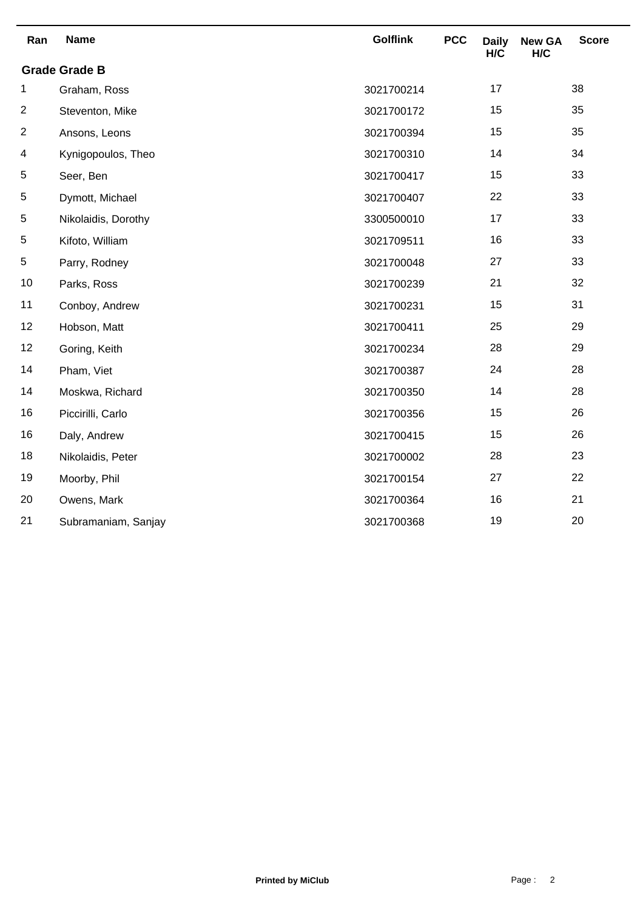| Ran | Name | Golflink | PCC | Daily H/C | New GA H/C | Score |
|---|---|---|---|---|---|---|
| **Grade Grade B** | | | | | | |
| 1 | Graham, Ross | 3021700214 | | 17 | | 38 |
| 2 | Steventon, Mike | 3021700172 | | 15 | | 35 |
| 2 | Ansons, Leons | 3021700394 | | 15 | | 35 |
| 4 | Kynigopoulos, Theo | 3021700310 | | 14 | | 34 |
| 5 | Seer, Ben | 3021700417 | | 15 | | 33 |
| 5 | Dymott, Michael | 3021700407 | | 22 | | 33 |
| 5 | Nikolaidis, Dorothy | 3300500010 | | 17 | | 33 |
| 5 | Kifoto, William | 3021709511 | | 16 | | 33 |
| 5 | Parry, Rodney | 3021700048 | | 27 | | 33 |
| 10 | Parks, Ross | 3021700239 | | 21 | | 32 |
| 11 | Conboy, Andrew | 3021700231 | | 15 | | 31 |
| 12 | Hobson, Matt | 3021700411 | | 25 | | 29 |
| 12 | Goring, Keith | 3021700234 | | 28 | | 29 |
| 14 | Pham, Viet | 3021700387 | | 24 | | 28 |
| 14 | Moskwa, Richard | 3021700350 | | 14 | | 28 |
| 16 | Piccirilli, Carlo | 3021700356 | | 15 | | 26 |
| 16 | Daly, Andrew | 3021700415 | | 15 | | 26 |
| 18 | Nikolaidis, Peter | 3021700002 | | 28 | | 23 |
| 19 | Moorby, Phil | 3021700154 | | 27 | | 22 |
| 20 | Owens, Mark | 3021700364 | | 16 | | 21 |
| 21 | Subramaniam, Sanjay | 3021700368 | | 19 | | 20 |

**Printed by MiClub**